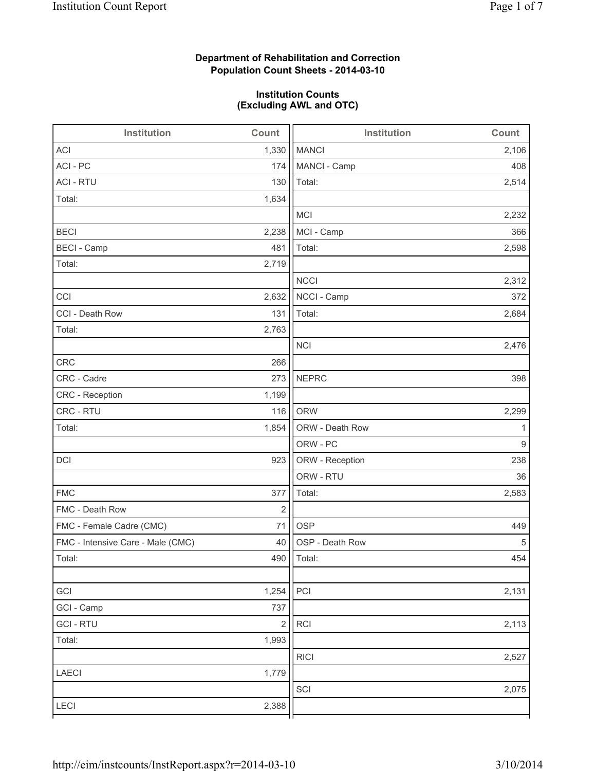**Department of Rehabilitation and Correction**
**Population Count Sheets - 2014-03-10**

**Institution Counts**
**(Excluding AWL and OTC)**

| Institution | Count | Institution | Count |
|---|---|---|---|
| ACI | 1,330 | MANCI | 2,106 |
| ACI - PC | 174 | MANCI - Camp | 408 |
| ACI - RTU | 130 | Total: | 2,514 |
| Total: | 1,634 | | |
| | | MCI | 2,232 |
| BECI | 2,238 | MCI - Camp | 366 |
| BECI - Camp | 481 | Total: | 2,598 |
| Total: | 2,719 | | |
| | | NCCI | 2,312 |
| CCI | 2,632 | NCCI - Camp | 372 |
| CCI - Death Row | 131 | Total: | 2,684 |
| Total: | 2,763 | | |
| | | NCI | 2,476 |
| CRC | 266 | | |
| CRC - Cadre | 273 | NEPRC | 398 |
| CRC - Reception | 1,199 | | |
| CRC - RTU | 116 | ORW | 2,299 |
| Total: | 1,854 | ORW - Death Row | 1 |
| | | ORW - PC | 9 |
| DCI | 923 | ORW - Reception | 238 |
| | | ORW - RTU | 36 |
| FMC | 377 | Total: | 2,583 |
| FMC - Death Row | 2 | | |
| FMC - Female Cadre (CMC) | 71 | OSP | 449 |
| FMC - Intensive Care - Male (CMC) | 40 | OSP - Death Row | 5 |
| Total: | 490 | Total: | 454 |
| | | | |
| GCI | 1,254 | PCI | 2,131 |
| GCI - Camp | 737 | | |
| GCI - RTU | 2 | RCI | 2,113 |
| Total: | 1,993 | | |
| | | RICI | 2,527 |
| LAECI | 1,779 | | |
| | | SCI | 2,075 |
| LECI | 2,388 | | |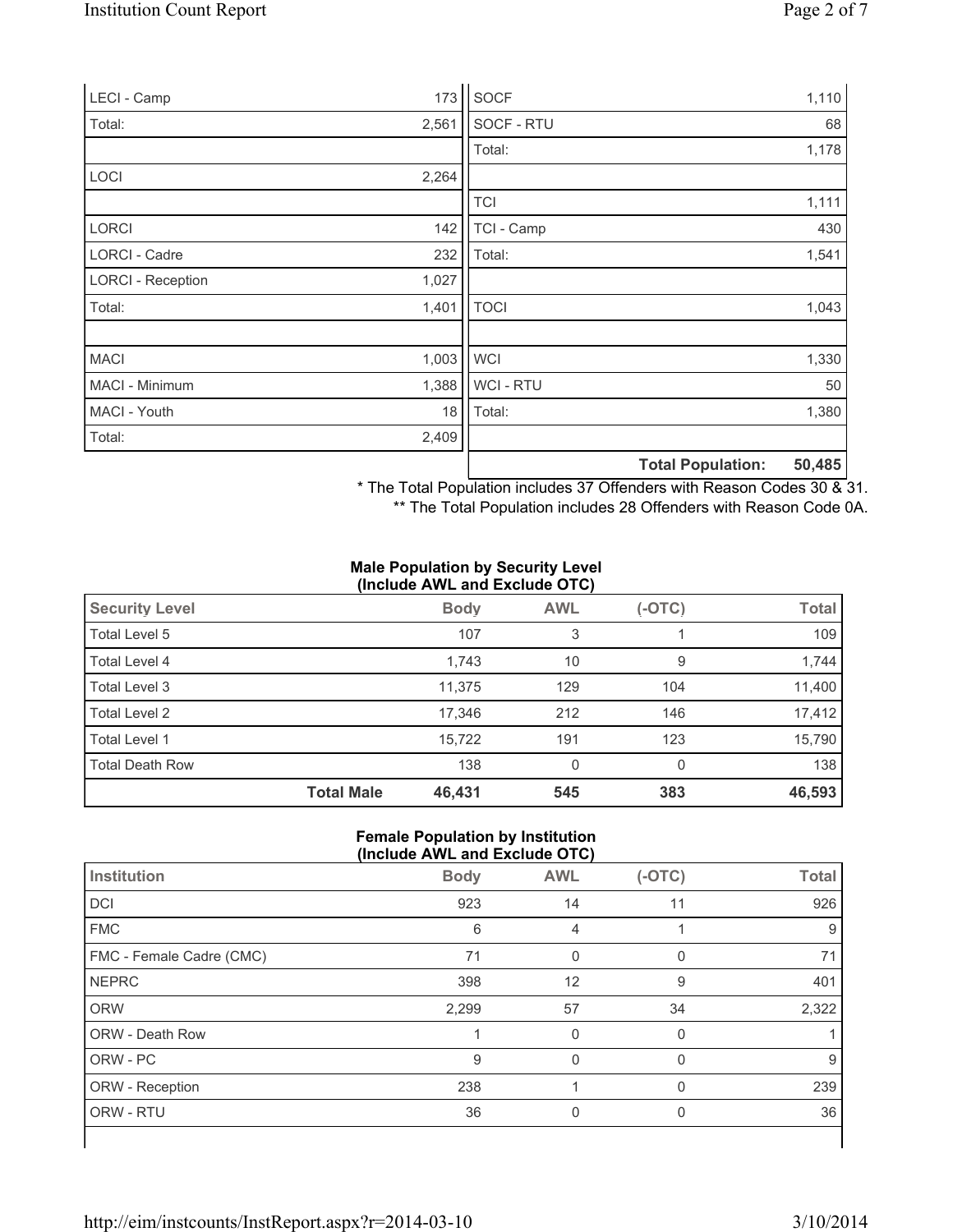| | |
|---|---|
| LECI - Camp | 173 |
| Total: | 2,561 |
| | |
| LOCI | 2,264 |
| | |
| LORCI | 142 |
| LORCI - Cadre | 232 |
| LORCI - Reception | 1,027 |
| Total: | 1,401 |
| | |
| MACI | 1,003 |
| MACI - Minimum | 1,388 |
| MACI - Youth | 18 |
| Total: | 2,409 |

| | |
|---|---|
| SOCF | 1,110 |
| SOCF - RTU | 68 |
| Total: | 1,178 |
| | |
| TCI | 1,111 |
| TCI - Camp | 430 |
| Total: | 1,541 |
| | |
| TOCI | 1,043 |
| | |
| WCI | 1,330 |
| WCI - RTU | 50 |
| Total: | 1,380 |
| | |
| **Total Population:** | **50,485** |

\* The Total Population includes 37 Offenders with Reason Codes 30 & 31.

\*\* The Total Population includes 28 Offenders with Reason Code 0A.

**Male Population by Security Level (Include AWL and Exclude OTC)**

| Security Level | | Body | AWL | (-OTC) | Total |
|---|---|---|---|---|---|
| Total Level 5 | | 107 | 3 | 1 | 109 |
| Total Level 4 | | 1,743 | 10 | 9 | 1,744 |
| Total Level 3 | | 11,375 | 129 | 104 | 11,400 |
| Total Level 2 | | 17,346 | 212 | 146 | 17,412 |
| Total Level 1 | | 15,722 | 191 | 123 | 15,790 |
| Total Death Row | | 138 | 0 | 0 | 138 |
| | **Total Male** | **46,431** | **545** | **383** | **46,593** |

**Female Population by Institution (Include AWL and Exclude OTC)**

| Institution | Body | AWL | (-OTC) | Total |
|---|---|---|---|---|
| DCI | 923 | 14 | 11 | 926 |
| FMC | 6 | 4 | 1 | 9 |
| FMC - Female Cadre (CMC) | 71 | 0 | 0 | 71 |
| NEPRC | 398 | 12 | 9 | 401 |
| ORW | 2,299 | 57 | 34 | 2,322 |
| ORW - Death Row | 1 | 0 | 0 | 1 |
| ORW - PC | 9 | 0 | 0 | 9 |
| ORW - Reception | 238 | 1 | 0 | 239 |
| ORW - RTU | 36 | 0 | 0 | 36 |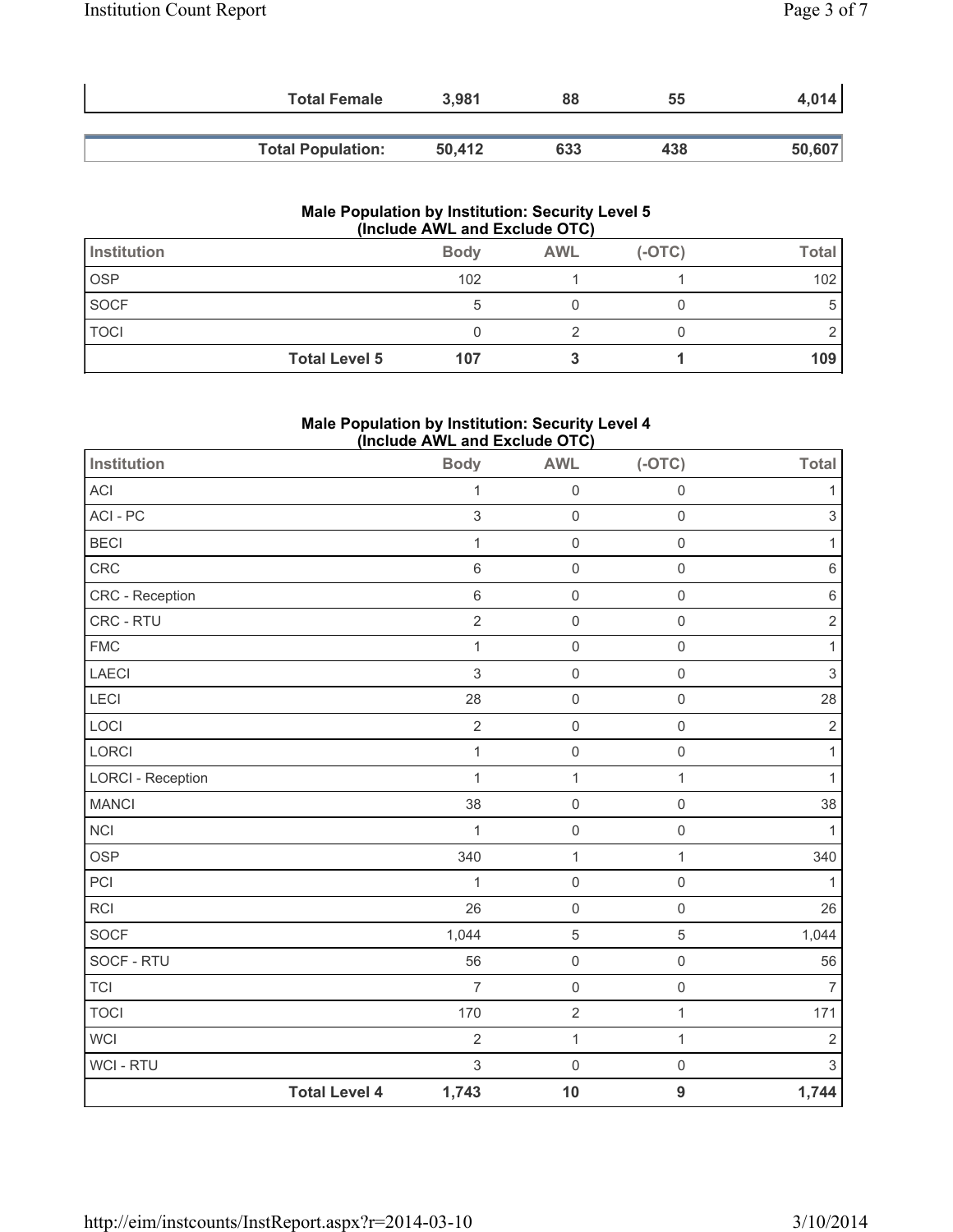| | Total Female | 3,981 | 88 | 55 | 4,014 |
|---|---|---|---|---|---|
| | **Total Population:** | **50,412** | **633** | **438** | **50,607** |

### Male Population by Institution: Security Level 5 (Include AWL and Exclude OTC)

| Institution | Body | AWL | (-OTC) | Total |
|---|---|---|---|---|
| OSP | 102 | 1 | 1 | 102 |
| SOCF | 5 | 0 | 0 | 5 |
| TOCI | 0 | 2 | 0 | 2 |
| **Total Level 5** | **107** | **3** | **1** | **109** |

### Male Population by Institution: Security Level 4 (Include AWL and Exclude OTC)

| Institution | Body | AWL | (-OTC) | Total |
|---|---|---|---|---|
| ACI | 1 | 0 | 0 | 1 |
| ACI - PC | 3 | 0 | 0 | 3 |
| BECI | 1 | 0 | 0 | 1 |
| CRC | 6 | 0 | 0 | 6 |
| CRC - Reception | 6 | 0 | 0 | 6 |
| CRC - RTU | 2 | 0 | 0 | 2 |
| FMC | 1 | 0 | 0 | 1 |
| LAECI | 3 | 0 | 0 | 3 |
| LECI | 28 | 0 | 0 | 28 |
| LOCI | 2 | 0 | 0 | 2 |
| LORCI | 1 | 0 | 0 | 1 |
| LORCI - Reception | 1 | 1 | 1 | 1 |
| MANCI | 38 | 0 | 0 | 38 |
| NCI | 1 | 0 | 0 | 1 |
| OSP | 340 | 1 | 1 | 340 |
| PCI | 1 | 0 | 0 | 1 |
| RCI | 26 | 0 | 0 | 26 |
| SOCF | 1,044 | 5 | 5 | 1,044 |
| SOCF - RTU | 56 | 0 | 0 | 56 |
| TCI | 7 | 0 | 0 | 7 |
| TOCI | 170 | 2 | 1 | 171 |
| WCI | 2 | 1 | 1 | 2 |
| WCI - RTU | 3 | 0 | 0 | 3 |
| **Total Level 4** | **1,743** | **10** | **9** | **1,744** |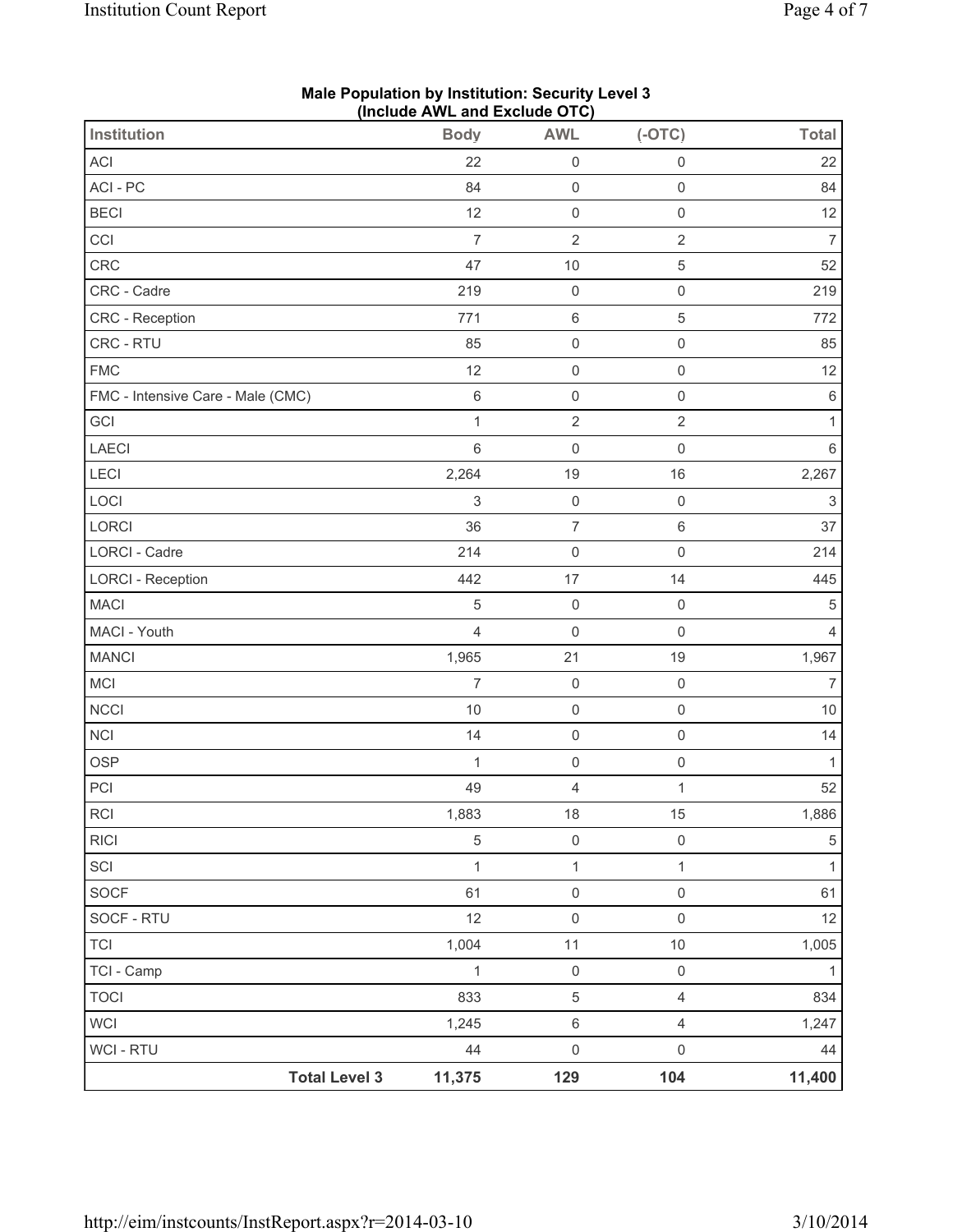**Male Population by Institution: Security Level 3**
**(Include AWL and Exclude OTC)**

| Institution | Body | AWL | (-OTC) | Total |
|---|---|---|---|---|
| ACI | 22 | 0 | 0 | 22 |
| ACI - PC | 84 | 0 | 0 | 84 |
| BECI | 12 | 0 | 0 | 12 |
| CCI | 7 | 2 | 2 | 7 |
| CRC | 47 | 10 | 5 | 52 |
| CRC - Cadre | 219 | 0 | 0 | 219 |
| CRC - Reception | 771 | 6 | 5 | 772 |
| CRC - RTU | 85 | 0 | 0 | 85 |
| FMC | 12 | 0 | 0 | 12 |
| FMC - Intensive Care - Male (CMC) | 6 | 0 | 0 | 6 |
| GCI | 1 | 2 | 2 | 1 |
| LAECI | 6 | 0 | 0 | 6 |
| LECI | 2,264 | 19 | 16 | 2,267 |
| LOCI | 3 | 0 | 0 | 3 |
| LORCI | 36 | 7 | 6 | 37 |
| LORCI - Cadre | 214 | 0 | 0 | 214 |
| LORCI - Reception | 442 | 17 | 14 | 445 |
| MACI | 5 | 0 | 0 | 5 |
| MACI - Youth | 4 | 0 | 0 | 4 |
| MANCI | 1,965 | 21 | 19 | 1,967 |
| MCI | 7 | 0 | 0 | 7 |
| NCCI | 10 | 0 | 0 | 10 |
| NCI | 14 | 0 | 0 | 14 |
| OSP | 1 | 0 | 0 | 1 |
| PCI | 49 | 4 | 1 | 52 |
| RCI | 1,883 | 18 | 15 | 1,886 |
| RICI | 5 | 0 | 0 | 5 |
| SCI | 1 | 1 | 1 | 1 |
| SOCF | 61 | 0 | 0 | 61 |
| SOCF - RTU | 12 | 0 | 0 | 12 |
| TCI | 1,004 | 11 | 10 | 1,005 |
| TCI - Camp | 1 | 0 | 0 | 1 |
| TOCI | 833 | 5 | 4 | 834 |
| WCI | 1,245 | 6 | 4 | 1,247 |
| WCI - RTU | 44 | 0 | 0 | 44 |
| **Total Level 3** | **11,375** | **129** | **104** | **11,400** |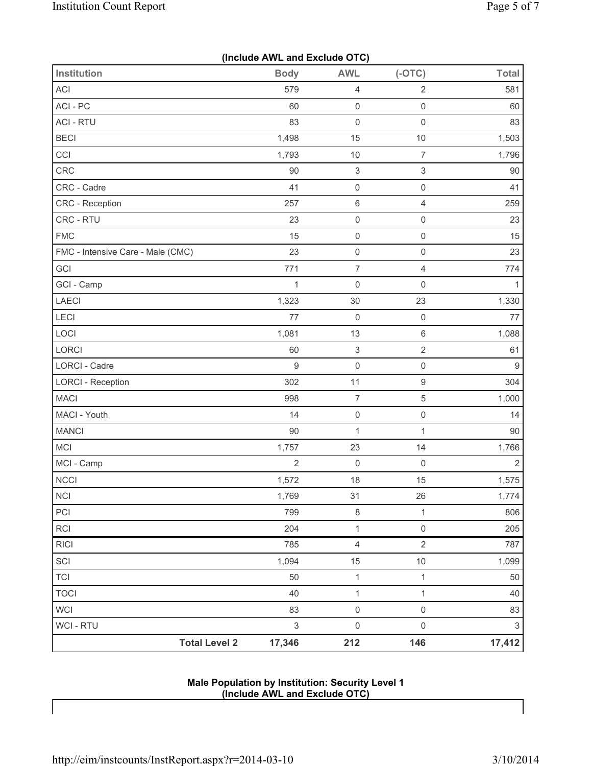(Include AWL and Exclude OTC)

| Institution | Body | AWL | (-OTC) | Total |
|---|---|---|---|---|
| ACI | 579 | 4 | 2 | 581 |
| ACI - PC | 60 | 0 | 0 | 60 |
| ACI - RTU | 83 | 0 | 0 | 83 |
| BECI | 1,498 | 15 | 10 | 1,503 |
| CCI | 1,793 | 10 | 7 | 1,796 |
| CRC | 90 | 3 | 3 | 90 |
| CRC - Cadre | 41 | 0 | 0 | 41 |
| CRC - Reception | 257 | 6 | 4 | 259 |
| CRC - RTU | 23 | 0 | 0 | 23 |
| FMC | 15 | 0 | 0 | 15 |
| FMC - Intensive Care - Male (CMC) | 23 | 0 | 0 | 23 |
| GCI | 771 | 7 | 4 | 774 |
| GCI - Camp | 1 | 0 | 0 | 1 |
| LAECI | 1,323 | 30 | 23 | 1,330 |
| LECI | 77 | 0 | 0 | 77 |
| LOCI | 1,081 | 13 | 6 | 1,088 |
| LORCI | 60 | 3 | 2 | 61 |
| LORCI - Cadre | 9 | 0 | 0 | 9 |
| LORCI - Reception | 302 | 11 | 9 | 304 |
| MACI | 998 | 7 | 5 | 1,000 |
| MACI - Youth | 14 | 0 | 0 | 14 |
| MANCI | 90 | 1 | 1 | 90 |
| MCI | 1,757 | 23 | 14 | 1,766 |
| MCI - Camp | 2 | 0 | 0 | 2 |
| NCCI | 1,572 | 18 | 15 | 1,575 |
| NCI | 1,769 | 31 | 26 | 1,774 |
| PCI | 799 | 8 | 1 | 806 |
| RCI | 204 | 1 | 0 | 205 |
| RICI | 785 | 4 | 2 | 787 |
| SCI | 1,094 | 15 | 10 | 1,099 |
| TCI | 50 | 1 | 1 | 50 |
| TOCI | 40 | 1 | 1 | 40 |
| WCI | 83 | 0 | 0 | 83 |
| WCI - RTU | 3 | 0 | 0 | 3 |
| **Total Level 2** | **17,346** | **212** | **146** | **17,412** |

**Male Population by Institution: Security Level 1**
**(Include AWL and Exclude OTC)**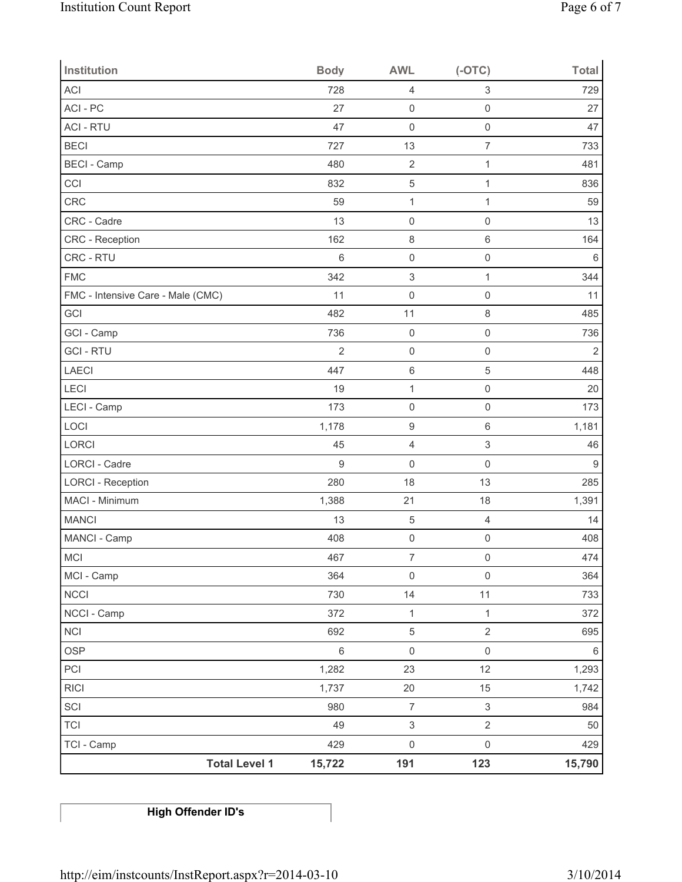| Institution | Body | AWL | (-OTC) | Total |
|---|---|---|---|---|
| ACI | 728 | 4 | 3 | 729 |
| ACI - PC | 27 | 0 | 0 | 27 |
| ACI - RTU | 47 | 0 | 0 | 47 |
| BECI | 727 | 13 | 7 | 733 |
| BECI - Camp | 480 | 2 | 1 | 481 |
| CCI | 832 | 5 | 1 | 836 |
| CRC | 59 | 1 | 1 | 59 |
| CRC - Cadre | 13 | 0 | 0 | 13 |
| CRC - Reception | 162 | 8 | 6 | 164 |
| CRC - RTU | 6 | 0 | 0 | 6 |
| FMC | 342 | 3 | 1 | 344 |
| FMC - Intensive Care - Male (CMC) | 11 | 0 | 0 | 11 |
| GCI | 482 | 11 | 8 | 485 |
| GCI - Camp | 736 | 0 | 0 | 736 |
| GCI - RTU | 2 | 0 | 0 | 2 |
| LAECI | 447 | 6 | 5 | 448 |
| LECI | 19 | 1 | 0 | 20 |
| LECI - Camp | 173 | 0 | 0 | 173 |
| LOCI | 1,178 | 9 | 6 | 1,181 |
| LORCI | 45 | 4 | 3 | 46 |
| LORCI - Cadre | 9 | 0 | 0 | 9 |
| LORCI - Reception | 280 | 18 | 13 | 285 |
| MACI - Minimum | 1,388 | 21 | 18 | 1,391 |
| MANCI | 13 | 5 | 4 | 14 |
| MANCI - Camp | 408 | 0 | 0 | 408 |
| MCI | 467 | 7 | 0 | 474 |
| MCI - Camp | 364 | 0 | 0 | 364 |
| NCCI | 730 | 14 | 11 | 733 |
| NCCI - Camp | 372 | 1 | 1 | 372 |
| NCI | 692 | 5 | 2 | 695 |
| OSP | 6 | 0 | 0 | 6 |
| PCI | 1,282 | 23 | 12 | 1,293 |
| RICI | 1,737 | 20 | 15 | 1,742 |
| SCI | 980 | 7 | 3 | 984 |
| TCI | 49 | 3 | 2 | 50 |
| TCI - Camp | 429 | 0 | 0 | 429 |
| **Total Level 1** | **15,722** | **191** | **123** | **15,790** |

| **High Offender ID's** |
|---|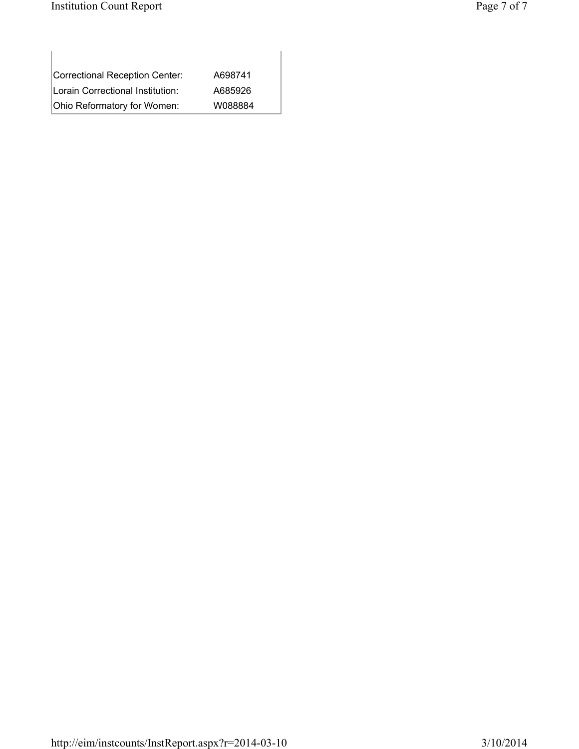| | |
|---|---|
| Correctional Reception Center: | A698741 |
| Lorain Correctional Institution: | A685926 |
| Ohio Reformatory for Women: | W088884 |